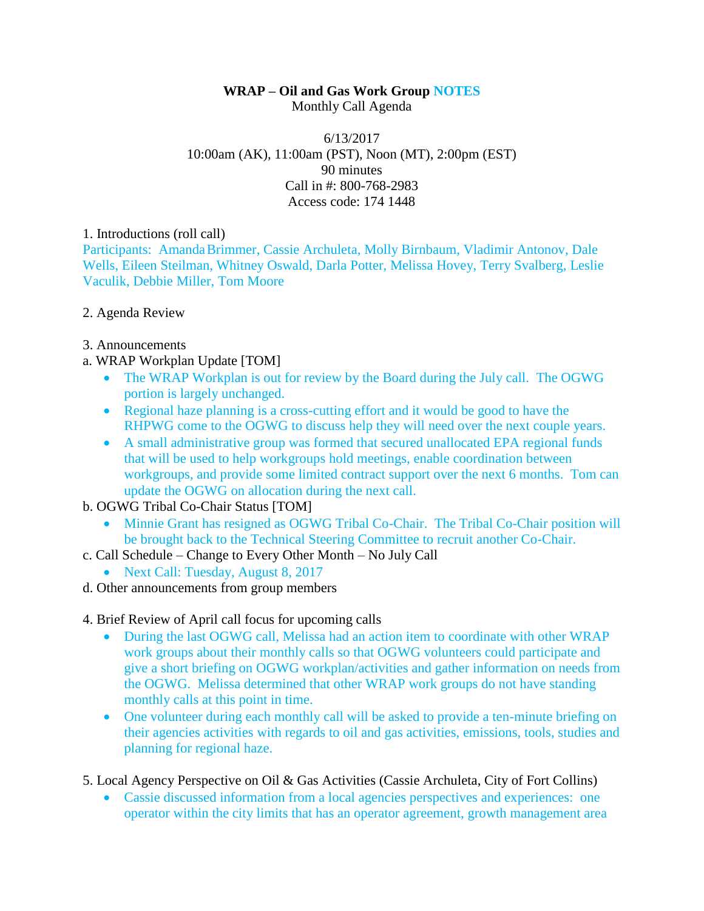**WRAP – Oil and Gas Work Group NOTES**
Monthly Call Agenda

6/13/2017
10:00am (AK), 11:00am (PST), Noon (MT), 2:00pm (EST)
90 minutes
Call in #: 800-768-2983
Access code: 174 1448

1. Introductions (roll call)
Participants: Amanda Brimmer, Cassie Archuleta, Molly Birnbaum, Vladimir Antonov, Dale Wells, Eileen Steilman, Whitney Oswald, Darla Potter, Melissa Hovey, Terry Svalberg, Leslie Vaculik, Debbie Miller, Tom Moore

2. Agenda Review

3. Announcements

a. WRAP Workplan Update [TOM]

- The WRAP Workplan is out for review by the Board during the July call. The OGWG portion is largely unchanged.
- Regional haze planning is a cross-cutting effort and it would be good to have the RHPWG come to the OGWG to discuss help they will need over the next couple years.
- A small administrative group was formed that secured unallocated EPA regional funds that will be used to help workgroups hold meetings, enable coordination between workgroups, and provide some limited contract support over the next 6 months. Tom can update the OGWG on allocation during the next call.

b. OGWG Tribal Co-Chair Status [TOM]

- Minnie Grant has resigned as OGWG Tribal Co-Chair. The Tribal Co-Chair position will be brought back to the Technical Steering Committee to recruit another Co-Chair.

c. Call Schedule – Change to Every Other Month – No July Call

- Next Call: Tuesday, August 8, 2017

d. Other announcements from group members

4. Brief Review of April call focus for upcoming calls

- During the last OGWG call, Melissa had an action item to coordinate with other WRAP work groups about their monthly calls so that OGWG volunteers could participate and give a short briefing on OGWG workplan/activities and gather information on needs from the OGWG. Melissa determined that other WRAP work groups do not have standing monthly calls at this point in time.
- One volunteer during each monthly call will be asked to provide a ten-minute briefing on their agencies activities with regards to oil and gas activities, emissions, tools, studies and planning for regional haze.

5. Local Agency Perspective on Oil & Gas Activities (Cassie Archuleta, City of Fort Collins)

- Cassie discussed information from a local agencies perspectives and experiences: one operator within the city limits that has an operator agreement, growth management area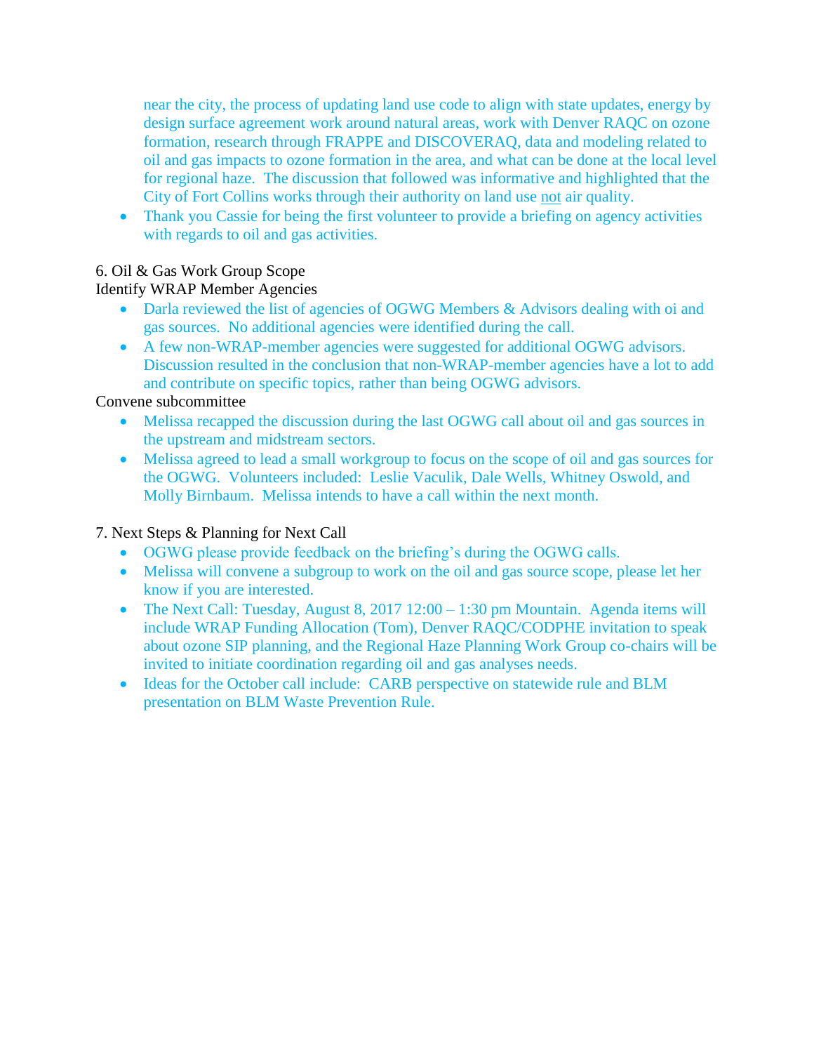near the city, the process of updating land use code to align with state updates, energy by design surface agreement work around natural areas, work with Denver RAQC on ozone formation, research through FRAPPE and DISCOVERAQ, data and modeling related to oil and gas impacts to ozone formation in the area, and what can be done at the local level for regional haze. The discussion that followed was informative and highlighted that the City of Fort Collins works through their authority on land use not air quality.

- Thank you Cassie for being the first volunteer to provide a briefing on agency activities with regards to oil and gas activities.

6. Oil & Gas Work Group Scope

Identify WRAP Member Agencies

- Darla reviewed the list of agencies of OGWG Members & Advisors dealing with oi and gas sources. No additional agencies were identified during the call.
- A few non-WRAP-member agencies were suggested for additional OGWG advisors. Discussion resulted in the conclusion that non-WRAP-member agencies have a lot to add and contribute on specific topics, rather than being OGWG advisors.

Convene subcommittee

- Melissa recapped the discussion during the last OGWG call about oil and gas sources in the upstream and midstream sectors.
- Melissa agreed to lead a small workgroup to focus on the scope of oil and gas sources for the OGWG. Volunteers included: Leslie Vaculik, Dale Wells, Whitney Oswold, and Molly Birnbaum. Melissa intends to have a call within the next month.

7. Next Steps & Planning for Next Call

- OGWG please provide feedback on the briefing's during the OGWG calls.
- Melissa will convene a subgroup to work on the oil and gas source scope, please let her know if you are interested.
- The Next Call: Tuesday, August 8, 2017 12:00 – 1:30 pm Mountain. Agenda items will include WRAP Funding Allocation (Tom), Denver RAQC/CODPHE invitation to speak about ozone SIP planning, and the Regional Haze Planning Work Group co-chairs will be invited to initiate coordination regarding oil and gas analyses needs.
- Ideas for the October call include: CARB perspective on statewide rule and BLM presentation on BLM Waste Prevention Rule.